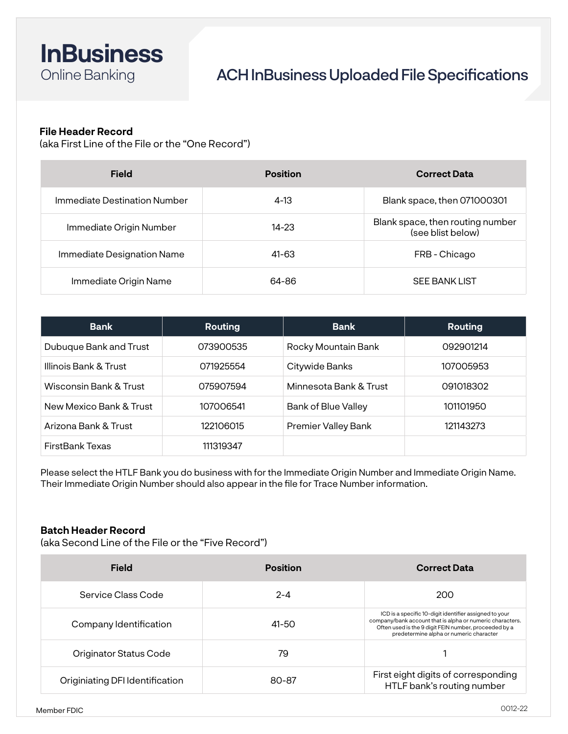# InBusiness
Online Banking

# ACH InBusiness Uploaded File Specifications

## File Header Record
(aka First Line of the File or the "One Record")

| Field | Position | Correct Data |
|---|---|---|
| Immediate Destination Number | 4-13 | Blank space, then 071000301 |
| Immediate Origin Number | 14-23 | Blank space, then routing number (see blist below) |
| Immediate Designation Name | 41-63 | FRB - Chicago |
| Immediate Origin Name | 64-86 | SEE BANK LIST |

| Bank | Routing | Bank | Routing |
|---|---|---|---|
| Dubuque Bank and Trust | 073900535 | Rocky Mountain Bank | 092901214 |
| Illinois Bank & Trust | 071925554 | Citywide Banks | 107005953 |
| Wisconsin Bank & Trust | 075907594 | Minnesota Bank & Trust | 091018302 |
| New Mexico Bank & Trust | 107006541 | Bank of Blue Valley | 101101950 |
| Arizona Bank & Trust | 122106015 | Premier Valley Bank | 121143273 |
| FirstBank Texas | 111319347 | | |

Please select the HTLF Bank you do business with for the Immediate Origin Number and Immediate Origin Name. Their Immediate Origin Number should also appear in the file for Trace Number information.

## Batch Header Record
(aka Second Line of the File or the "Five Record")

| Field | Position | Correct Data |
|---|---|---|
| Service Class Code | 2-4 | 200 |
| Company Identification | 41-50 | ICD is a specific 10-digit identifier assigned to your company/bank account that is alpha or numeric characters. Often used is the 9 digit FEIN number, proceeded by a predetermine alpha or numeric character |
| Originator Status Code | 79 | 1 |
| Originiating DFI Identification | 80-87 | First eight digits of corresponding HTLF bank's routing number |

Member FDIC

0012-22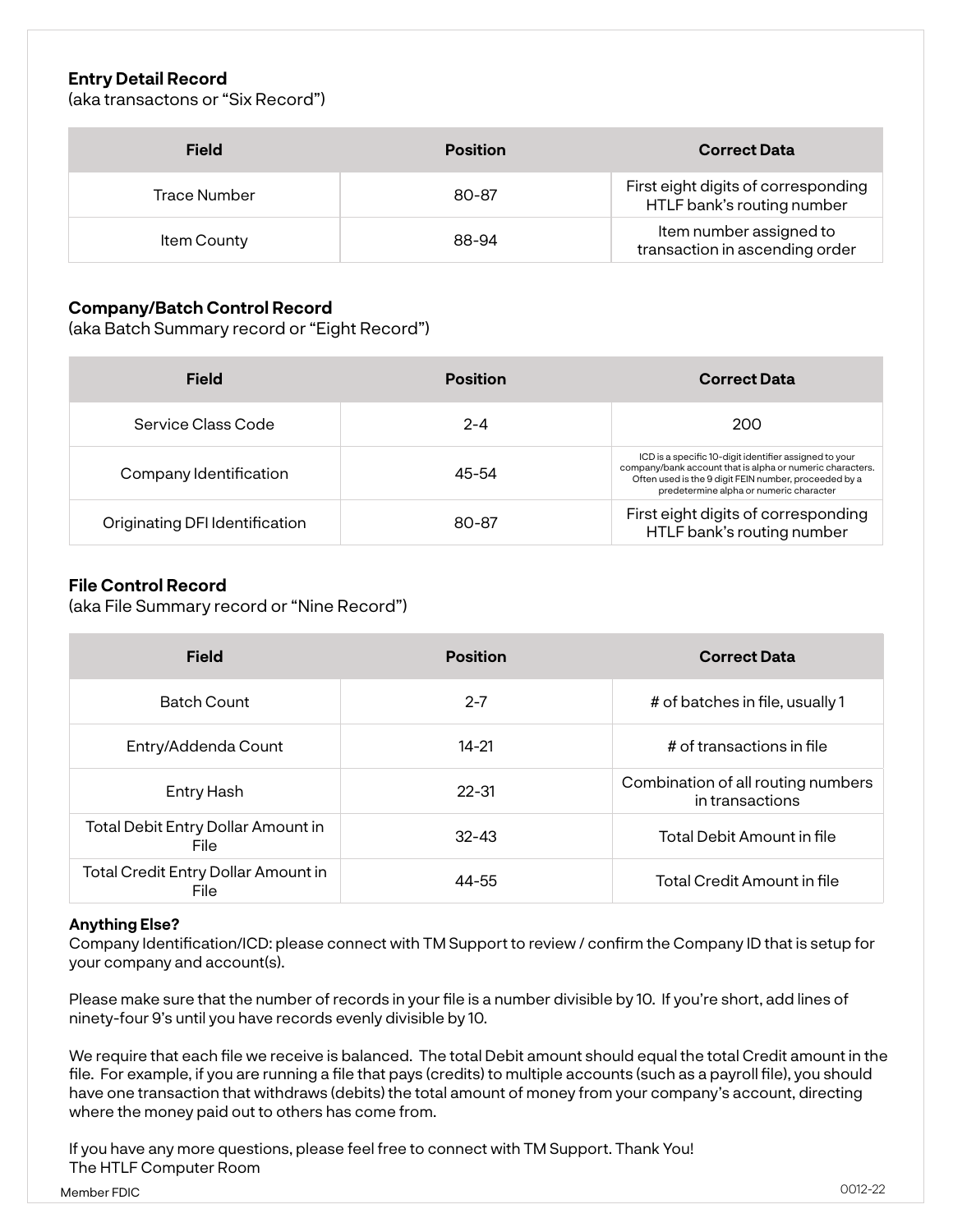### Entry Detail Record
(aka transactons or "Six Record")

| Field | Position | Correct Data |
|---|---|---|
| Trace Number | 80-87 | First eight digits of corresponding HTLF bank's routing number |
| Item County | 88-94 | Item number assigned to transaction in ascending order |

### Company/Batch Control Record
(aka Batch Summary record or "Eight Record")

| Field | Position | Correct Data |
|---|---|---|
| Service Class Code | 2-4 | 200 |
| Company Identification | 45-54 | ICD is a specific 10-digit identifier assigned to your company/bank account that is alpha or numeric characters. Often used is the 9 digit FEIN number, proceeded by a predetermine alpha or numeric character |
| Originating DFI Identification | 80-87 | First eight digits of corresponding HTLF bank's routing number |

### File Control Record
(aka File Summary record or "Nine Record")

| Field | Position | Correct Data |
|---|---|---|
| Batch Count | 2-7 | # of batches in file, usually 1 |
| Entry/Addenda Count | 14-21 | # of transactions in file |
| Entry Hash | 22-31 | Combination of all routing numbers in transactions |
| Total Debit Entry Dollar Amount in File | 32-43 | Total Debit Amount in file |
| Total Credit Entry Dollar Amount in File | 44-55 | Total Credit Amount in file |

**Anything Else?**

Company Identification/ICD: please connect with TM Support to review / confirm the Company ID that is setup for your company and account(s).

Please make sure that the number of records in your file is a number divisible by 10. If you're short, add lines of ninety-four 9's until you have records evenly divisible by 10.

We require that each file we receive is balanced. The total Debit amount should equal the total Credit amount in the file. For example, if you are running a file that pays (credits) to multiple accounts (such as a payroll file), you should have one transaction that withdraws (debits) the total amount of money from your company's account, directing where the money paid out to others has come from.

If you have any more questions, please feel free to connect with TM Support. Thank You!
The HTLF Computer Room

Member FDIC

0012-22